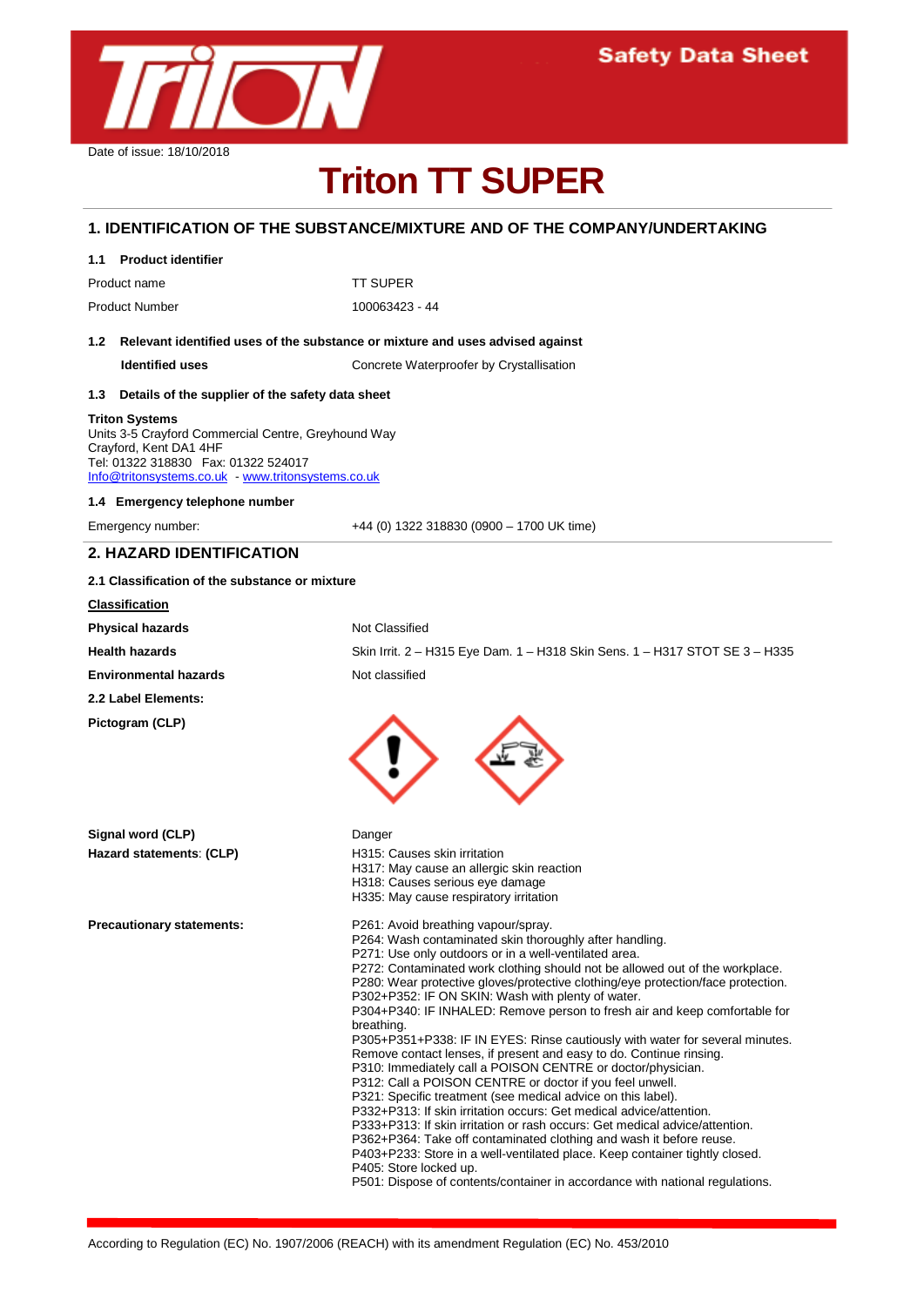Safety Data Sheet

Date of issue: 18/10/2018

# Triton TT SUPER

## 1. IDENTIFICATION OF THE SUBSTANCE/MIXTURE AND OF THE COMPANY/UNDERTAKING

### 1.1 Product identifier

| | |
|---|---|
| Product name | TT SUPER |
| Product Number | 100063423 - 44 |

### 1.2 Relevant identified uses of the substance or mixture and uses advised against

| | |
|---|---|
| **Identified uses** | Concrete Waterproofer by Crystallisation |

### 1.3 Details of the supplier of the safety data sheet

**Triton Systems**
Units 3-5 Crayford Commercial Centre, Greyhound Way
Crayford, Kent DA1 4HF
Tel: 01322 318830 Fax: 01322 524017
Info@tritonsystems.co.uk - www.tritonsystems.co.uk

### 1.4 Emergency telephone number

| | |
|---|---|
| Emergency number: | +44 (0) 1322 318830 (0900 – 1700 UK time) |

## 2. HAZARD IDENTIFICATION

### 2.1 Classification of the substance or mixture

**Classification**

| | |
|---|---|
| **Physical hazards** | Not Classified |
| **Health hazards** | Skin Irrit. 2 – H315 Eye Dam. 1 – H318 Skin Sens. 1 – H317 STOT SE 3 – H335 |
| **Environmental hazards** | Not classified |

**2.2 Label Elements:**

**Pictogram (CLP)**

**Signal word (CLP)** Danger

**Hazard statements: (CLP)**

H315: Causes skin irritation
H317: May cause an allergic skin reaction
H318: Causes serious eye damage
H335: May cause respiratory irritation

**Precautionary statements:**

P261: Avoid breathing vapour/spray.
P264: Wash contaminated skin thoroughly after handling.
P271: Use only outdoors or in a well-ventilated area.
P272: Contaminated work clothing should not be allowed out of the workplace.
P280: Wear protective gloves/protective clothing/eye protection/face protection.
P302+P352: IF ON SKIN: Wash with plenty of water.
P304+P340: IF INHALED: Remove person to fresh air and keep comfortable for breathing.
P305+P351+P338: IF IN EYES: Rinse cautiously with water for several minutes. Remove contact lenses, if present and easy to do. Continue rinsing.
P310: Immediately call a POISON CENTRE or doctor/physician.
P312: Call a POISON CENTRE or doctor if you feel unwell.
P321: Specific treatment (see medical advice on this label).
P332+P313: If skin irritation occurs: Get medical advice/attention.
P333+P313: If skin irritation or rash occurs: Get medical advice/attention.
P362+P364: Take off contaminated clothing and wash it before reuse.
P403+P233: Store in a well-ventilated place. Keep container tightly closed.
P405: Store locked up.
P501: Dispose of contents/container in accordance with national regulations.

According to Regulation (EC) No. 1907/2006 (REACH) with its amendment Regulation (EC) No. 453/2010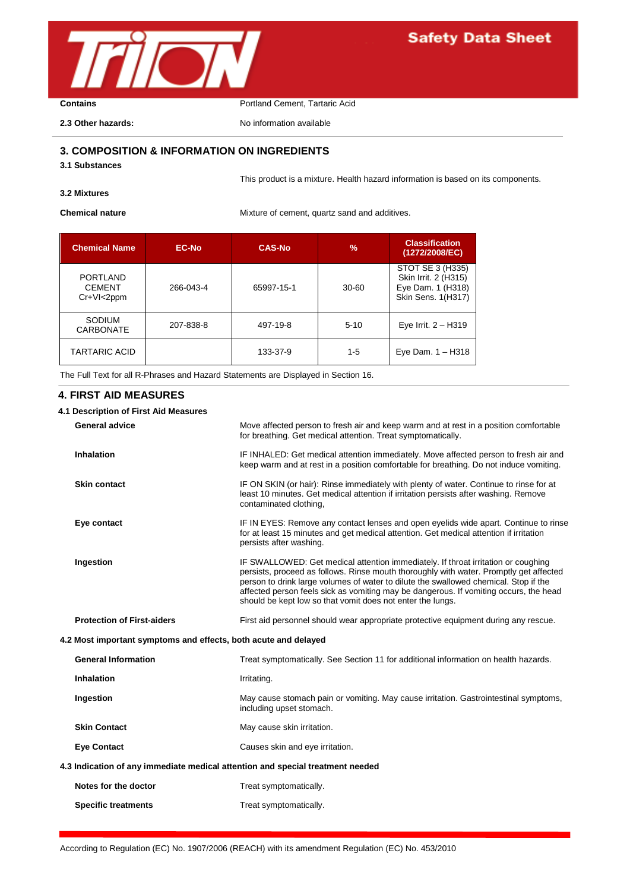| | |
|---|---|
| **Contains** | Portland Cement, Tartaric Acid |
| **2.3 Other hazards:** | No information available |

## 3. COMPOSITION & INFORMATION ON INGREDIENTS

**3.1 Substances**

This product is a mixture. Health hazard information is based on its components.

**3.2 Mixtures**

**Chemical nature** Mixture of cement, quartz sand and additives.

| Chemical Name | EC-No | CAS-No | % | Classification (1272/2008/EC) |
|---|---|---|---|---|
| PORTLAND CEMENT Cr+VI<2ppm | 266-043-4 | 65997-15-1 | 30-60 | STOT SE 3 (H335) Skin Irrit. 2 (H315) Eye Dam. 1 (H318) Skin Sens. 1(H317) |
| SODIUM CARBONATE | 207-838-8 | 497-19-8 | 5-10 | Eye Irrit. 2 – H319 |
| TARTARIC ACID | | 133-37-9 | 1-5 | Eye Dam. 1 – H318 |

The Full Text for all R-Phrases and Hazard Statements are Displayed in Section 16.

## 4. FIRST AID MEASURES

### 4.1 Description of First Aid Measures

**General advice** Move affected person to fresh air and keep warm and at rest in a position comfortable for breathing. Get medical attention. Treat symptomatically.

**Inhalation** IF INHALED: Get medical attention immediately. Move affected person to fresh air and keep warm and at rest in a position comfortable for breathing. Do not induce vomiting.

**Skin contact** IF ON SKIN (or hair): Rinse immediately with plenty of water. Continue to rinse for at least 10 minutes. Get medical attention if irritation persists after washing. Remove contaminated clothing,

**Eye contact** IF IN EYES: Remove any contact lenses and open eyelids wide apart. Continue to rinse for at least 15 minutes and get medical attention. Get medical attention if irritation persists after washing.

**Ingestion** IF SWALLOWED: Get medical attention immediately. If throat irritation or coughing persists, proceed as follows. Rinse mouth thoroughly with water. Promptly get affected person to drink large volumes of water to dilute the swallowed chemical. Stop if the affected person feels sick as vomiting may be dangerous. If vomiting occurs, the head should be kept low so that vomit does not enter the lungs.

**Protection of First-aiders** First aid personnel should wear appropriate protective equipment during any rescue.

### 4.2 Most important symptoms and effects, both acute and delayed

**General Information** Treat symptomatically. See Section 11 for additional information on health hazards.

**Inhalation** Irritating.

**Ingestion** May cause stomach pain or vomiting. May cause irritation. Gastrointestinal symptoms, including upset stomach.

**Skin Contact** May cause skin irritation.

**Eye Contact** Causes skin and eye irritation.

### 4.3 Indication of any immediate medical attention and special treatment needed

**Notes for the doctor** Treat symptomatically.

**Specific treatments** Treat symptomatically.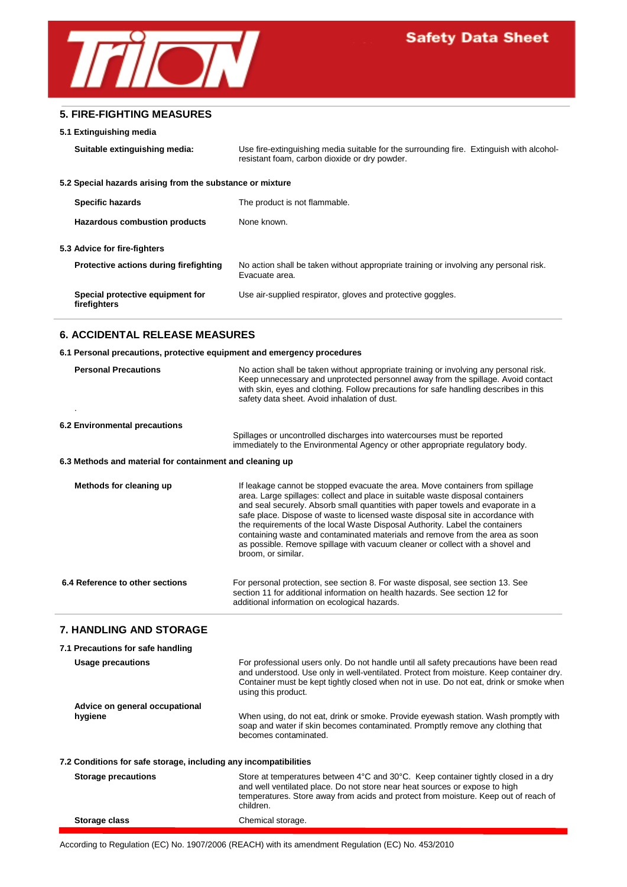## 5. FIRE-FIGHTING MEASURES

### 5.1 Extinguishing media

**Suitable extinguishing media:** Use fire-extinguishing media suitable for the surrounding fire. Extinguish with alcohol-resistant foam, carbon dioxide or dry powder.

### 5.2 Special hazards arising from the substance or mixture

**Specific hazards** The product is not flammable.

**Hazardous combustion products** None known.

### 5.3 Advice for fire-fighters

**Protective actions during firefighting** No action shall be taken without appropriate training or involving any personal risk. Evacuate area.

**Special protective equipment for firefighters** Use air-supplied respirator, gloves and protective goggles.

## 6. ACCIDENTAL RELEASE MEASURES

### 6.1 Personal precautions, protective equipment and emergency procedures

**Personal Precautions** No action shall be taken without appropriate training or involving any personal risk. Keep unnecessary and unprotected personnel away from the spillage. Avoid contact with skin, eyes and clothing. Follow precautions for safe handling describes in this safety data sheet. Avoid inhalation of dust.

.

### 6.2 Environmental precautions

Spillages or uncontrolled discharges into watercourses must be reported immediately to the Environmental Agency or other appropriate regulatory body.

### 6.3 Methods and material for containment and cleaning up

**Methods for cleaning up** If leakage cannot be stopped evacuate the area. Move containers from spillage area. Large spillages: collect and place in suitable waste disposal containers and seal securely. Absorb small quantities with paper towels and evaporate in a safe place. Dispose of waste to licensed waste disposal site in accordance with the requirements of the local Waste Disposal Authority. Label the containers containing waste and contaminated materials and remove from the area as soon as possible. Remove spillage with vacuum cleaner or collect with a shovel and broom, or similar.

### 6.4 Reference to other sections

For personal protection, see section 8. For waste disposal, see section 13. See section 11 for additional information on health hazards. See section 12 for additional information on ecological hazards.

## 7. HANDLING AND STORAGE

### 7.1 Precautions for safe handling

**Usage precautions** For professional users only. Do not handle until all safety precautions have been read and understood. Use only in well-ventilated. Protect from moisture. Keep container dry. Container must be kept tightly closed when not in use. Do not eat, drink or smoke when using this product.

**Advice on general occupational hygiene** When using, do not eat, drink or smoke. Provide eyewash station. Wash promptly with soap and water if skin becomes contaminated. Promptly remove any clothing that becomes contaminated.

### 7.2 Conditions for safe storage, including any incompatibilities

**Storage precautions** Store at temperatures between 4°C and 30°C. Keep container tightly closed in a dry and well ventilated place. Do not store near heat sources or expose to high temperatures. Store away from acids and protect from moisture. Keep out of reach of children.

**Storage class** Chemical storage.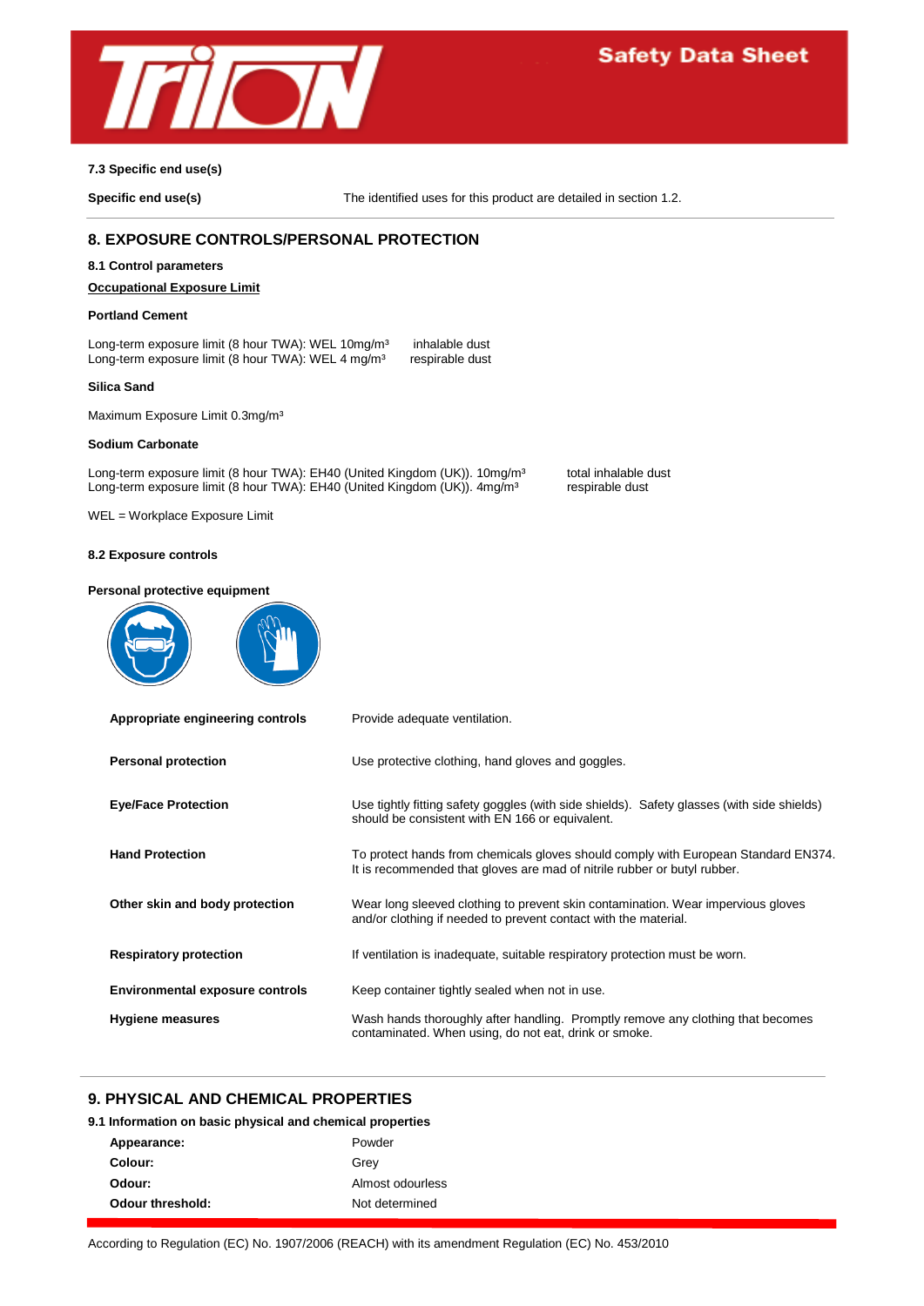### 7.3 Specific end use(s)

**Specific end use(s)** The identified uses for this product are detailed in section 1.2.

## 8. EXPOSURE CONTROLS/PERSONAL PROTECTION

### 8.1 Control parameters

**Occupational Exposure Limit**

**Portland Cement**

Long-term exposure limit (8 hour TWA): WEL 10mg/m³ inhalable dust
Long-term exposure limit (8 hour TWA): WEL 4 mg/m³ respirable dust

**Silica Sand**

Maximum Exposure Limit 0.3mg/m³

**Sodium Carbonate**

Long-term exposure limit (8 hour TWA): EH40 (United Kingdom (UK)). 10mg/m³ total inhalable dust
Long-term exposure limit (8 hour TWA): EH40 (United Kingdom (UK)). 4mg/m³ respirable dust

WEL = Workplace Exposure Limit

### 8.2 Exposure controls

**Personal protective equipment**

| | |
|---|---|
| **Appropriate engineering controls** | Provide adequate ventilation. |
| **Personal protection** | Use protective clothing, hand gloves and goggles. |
| **Eye/Face Protection** | Use tightly fitting safety goggles (with side shields). Safety glasses (with side shields) should be consistent with EN 166 or equivalent. |
| **Hand Protection** | To protect hands from chemicals gloves should comply with European Standard EN374. It is recommended that gloves are mad of nitrile rubber or butyl rubber. |
| **Other skin and body protection** | Wear long sleeved clothing to prevent skin contamination. Wear impervious gloves and/or clothing if needed to prevent contact with the material. |
| **Respiratory protection** | If ventilation is inadequate, suitable respiratory protection must be worn. |
| **Environmental exposure controls** | Keep container tightly sealed when not in use. |
| **Hygiene measures** | Wash hands thoroughly after handling. Promptly remove any clothing that becomes contaminated. When using, do not eat, drink or smoke. |

## 9. PHYSICAL AND CHEMICAL PROPERTIES

### 9.1 Information on basic physical and chemical properties

| | |
|---|---|
| **Appearance:** | Powder |
| **Colour:** | Grey |
| **Odour:** | Almost odourless |
| **Odour threshold:** | Not determined |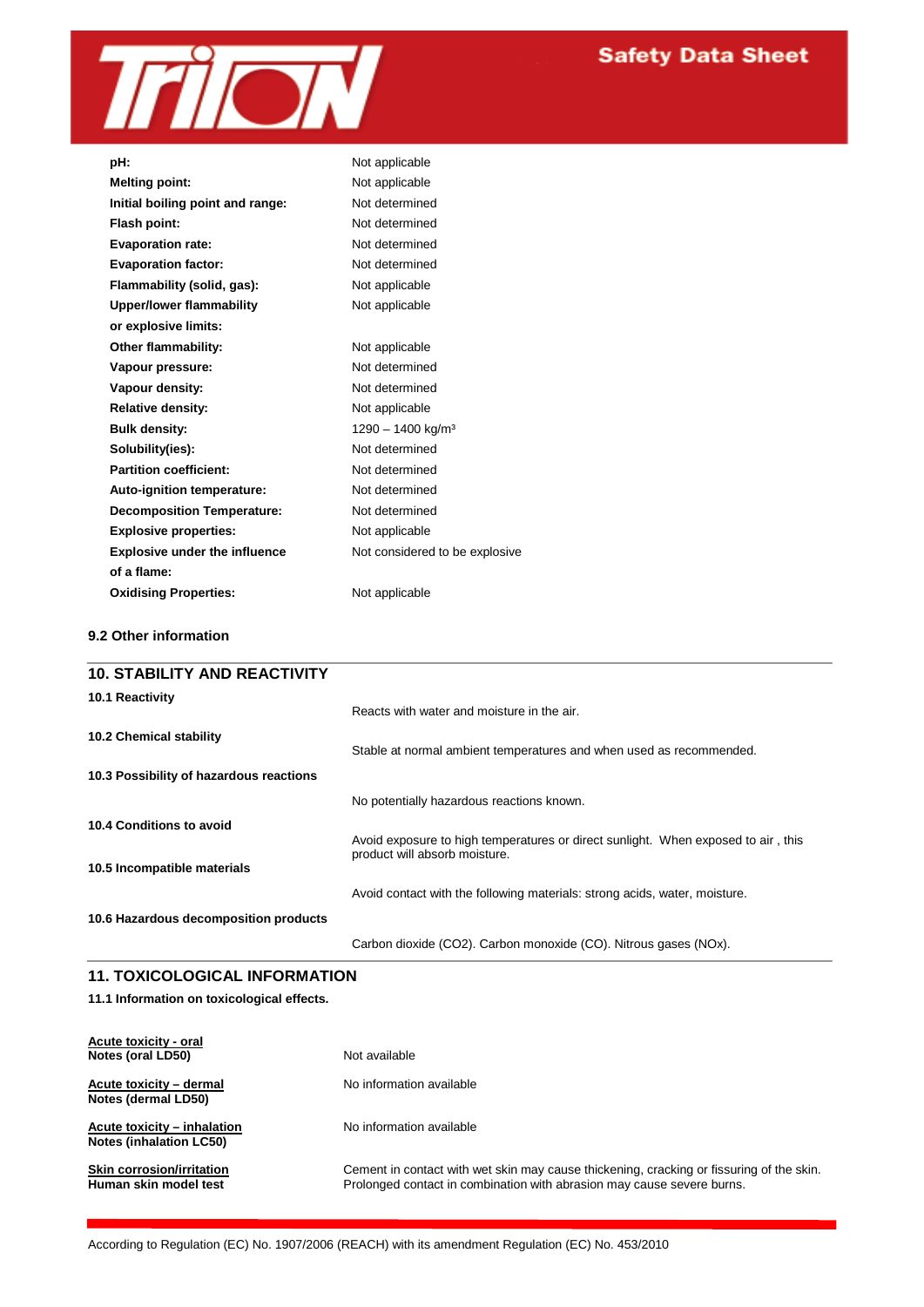| | |
|---|---|
| **pH:** | Not applicable |
| **Melting point:** | Not applicable |
| **Initial boiling point and range:** | Not determined |
| **Flash point:** | Not determined |
| **Evaporation rate:** | Not determined |
| **Evaporation factor:** | Not determined |
| **Flammability (solid, gas):** | Not applicable |
| **Upper/lower flammability or explosive limits:** | Not applicable |
| **Other flammability:** | Not applicable |
| **Vapour pressure:** | Not determined |
| **Vapour density:** | Not determined |
| **Relative density:** | Not applicable |
| **Bulk density:** | 1290 – 1400 kg/m³ |
| **Solubility(ies):** | Not determined |
| **Partition coefficient:** | Not determined |
| **Auto-ignition temperature:** | Not determined |
| **Decomposition Temperature:** | Not determined |
| **Explosive properties:** | Not applicable |
| **Explosive under the influence of a flame:** | Not considered to be explosive |
| **Oxidising Properties:** | Not applicable |

### 9.2 Other information

## 10. STABILITY AND REACTIVITY

| | |
|---|---|
| **10.1 Reactivity** | Reacts with water and moisture in the air. |
| **10.2 Chemical stability** | Stable at normal ambient temperatures and when used as recommended. |
| **10.3 Possibility of hazardous reactions** | No potentially hazardous reactions known. |
| **10.4 Conditions to avoid** | Avoid exposure to high temperatures or direct sunlight. When exposed to air , this product will absorb moisture. |
| **10.5 Incompatible materials** | Avoid contact with the following materials: strong acids, water, moisture. |
| **10.6 Hazardous decomposition products** | Carbon dioxide ($CO_2$). Carbon monoxide (CO). Nitrous gases ($NO_x$). |

## 11. TOXICOLOGICAL INFORMATION

**11.1 Information on toxicological effects.**

| | |
|---|---|
| **Acute toxicity - oral**<br>**Notes (oral LD50)** | Not available |
| **Acute toxicity – dermal**<br>**Notes (dermal LD50)** | No information available |
| **Acute toxicity – inhalation**<br>**Notes (inhalation LC50)** | No information available |
| **Skin corrosion/irritation**<br>**Human skin model test** | Cement in contact with wet skin may cause thickening, cracking or fissuring of the skin. Prolonged contact in combination with abrasion may cause severe burns. |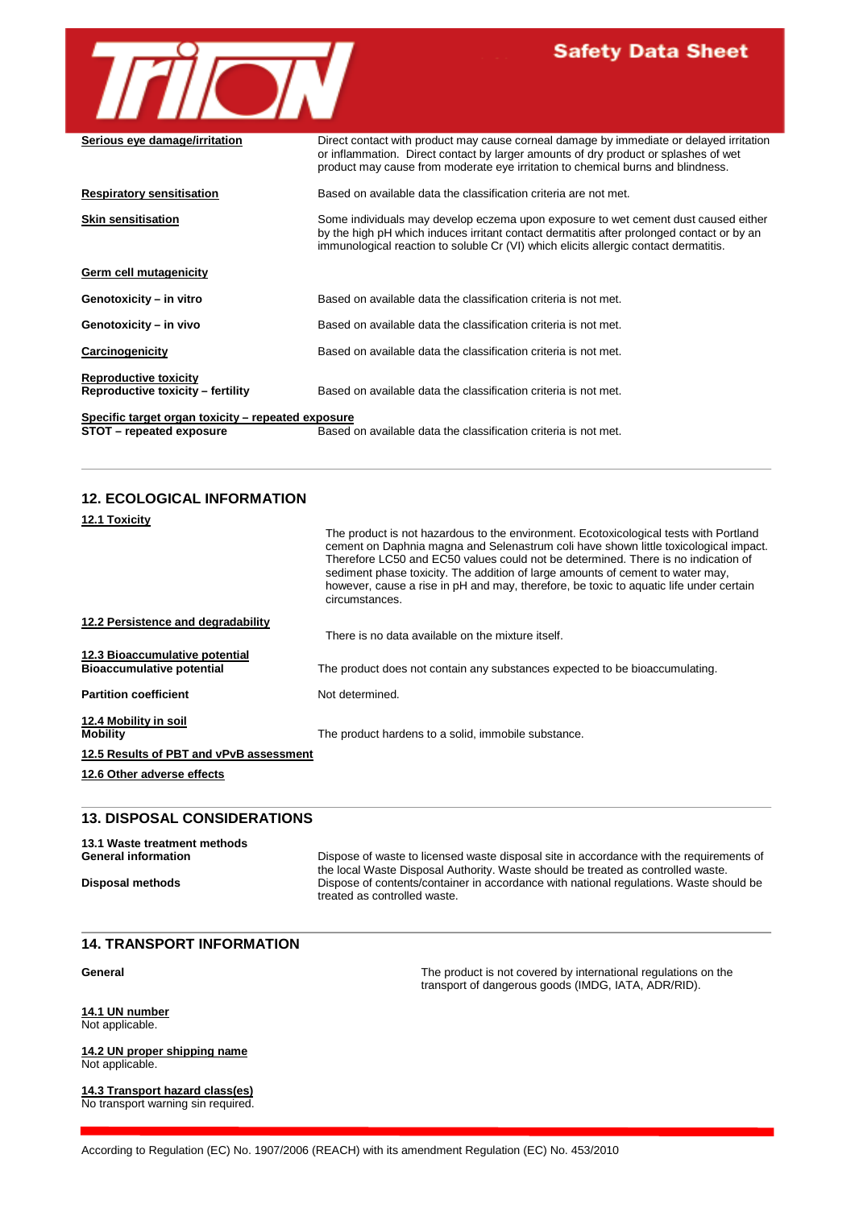**Serious eye damage/irritation** Direct contact with product may cause corneal damage by immediate or delayed irritation or inflammation. Direct contact by larger amounts of dry product or splashes of wet product may cause from moderate eye irritation to chemical burns and blindness.

**Respiratory sensitisation** Based on available data the classification criteria are not met.

**Skin sensitisation** Some individuals may develop eczema upon exposure to wet cement dust caused either by the high pH which induces irritant contact dermatitis after prolonged contact or by an immunological reaction to soluble Cr (VI) which elicits allergic contact dermatitis.

**Germ cell mutagenicity**

**Genotoxicity – in vitro** Based on available data the classification criteria is not met.

**Genotoxicity – in vivo** Based on available data the classification criteria is not met.

**Carcinogenicity** Based on available data the classification criteria is not met.

**Reproductive toxicity**
**Reproductive toxicity – fertility** Based on available data the classification criteria is not met.

**Specific target organ toxicity – repeated exposure**
**STOT – repeated exposure** Based on available data the classification criteria is not met.

---

## 12. ECOLOGICAL INFORMATION

**12.1 Toxicity**

The product is not hazardous to the environment. Ecotoxicological tests with Portland cement on Daphnia magna and Selenastrum coli have shown little toxicological impact. Therefore LC50 and EC50 values could not be determined. There is no indication of sediment phase toxicity. The addition of large amounts of cement to water may, however, cause a rise in pH and may, therefore, be toxic to aquatic life under certain circumstances.

**12.2 Persistence and degradability**

There is no data available on the mixture itself.

**12.3 Bioaccumulative potential**
**Bioaccumulative potential** The product does not contain any substances expected to be bioaccumulating.

**Partition coefficient** Not determined.

**12.4 Mobility in soil**
**Mobility** The product hardens to a solid, immobile substance.

**12.5 Results of PBT and vPvB assessment**

**12.6 Other adverse effects**

---

## 13. DISPOSAL CONSIDERATIONS

**13.1 Waste treatment methods**
**General information** Dispose of waste to licensed waste disposal site in accordance with the requirements of the local Waste Disposal Authority. Waste should be treated as controlled waste.

**Disposal methods** Dispose of contents/container in accordance with national regulations. Waste should be treated as controlled waste.

---

## 14. TRANSPORT INFORMATION

**General** The product is not covered by international regulations on the transport of dangerous goods (IMDG, IATA, ADR/RID).

**14.1 UN number**
Not applicable.

**14.2 UN proper shipping name**
Not applicable.

**14.3 Transport hazard class(es)**
No transport warning sin required.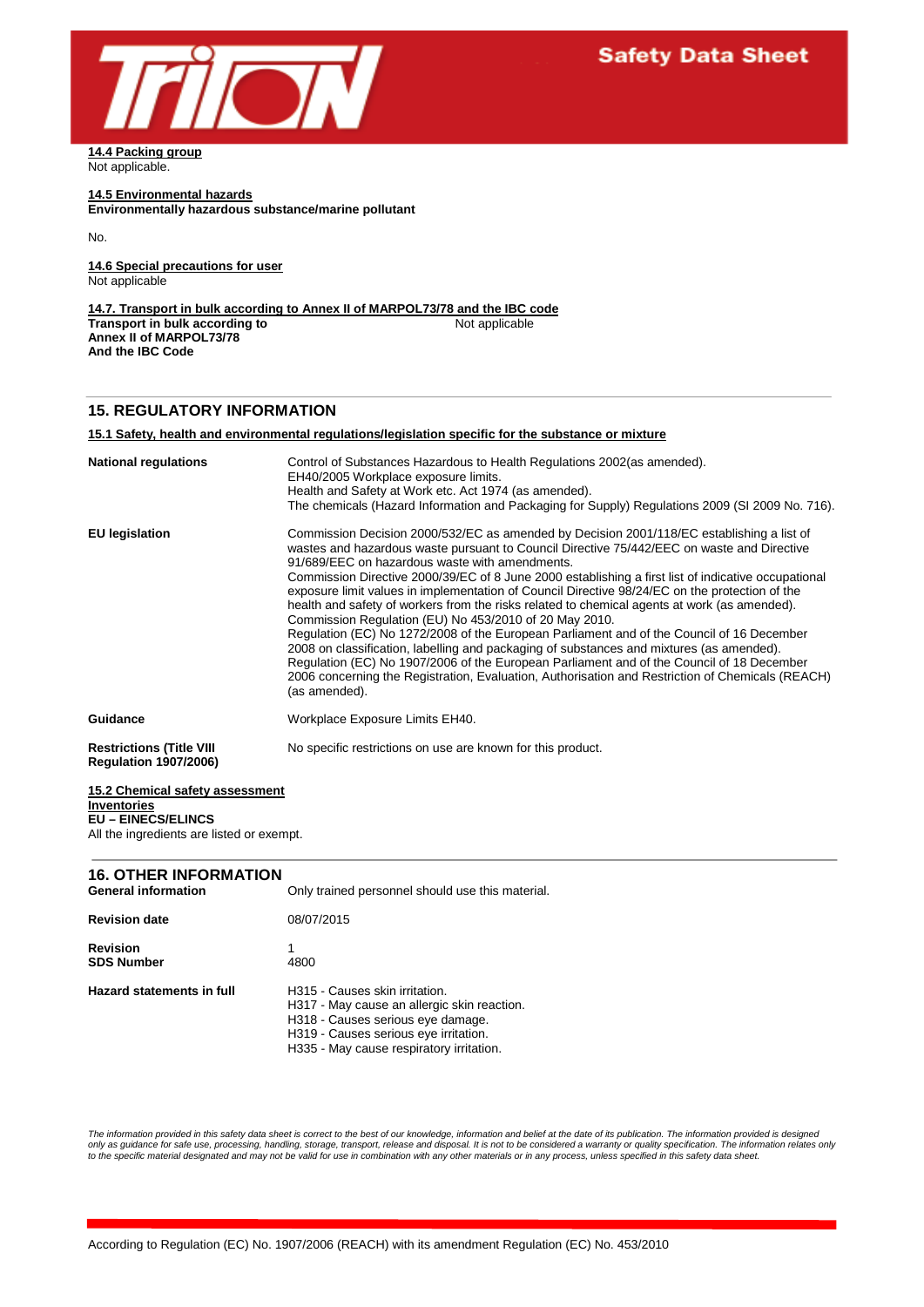**14.4 Packing group**
Not applicable.

**14.5 Environmental hazards**
**Environmentally hazardous substance/marine pollutant**

No.

**14.6 Special precautions for user**
Not applicable

**14.7. Transport in bulk according to Annex II of MARPOL73/78 and the IBC code**

| | |
|---|---|
| **Transport in bulk according to Annex II of MARPOL73/78 And the IBC Code** | Not applicable |

## 15. REGULATORY INFORMATION

**15.1 Safety, health and environmental regulations/legislation specific for the substance or mixture**

| | |
|---|---|
| **National regulations** | Control of Substances Hazardous to Health Regulations 2002(as amended). EH40/2005 Workplace exposure limits. Health and Safety at Work etc. Act 1974 (as amended). The chemicals (Hazard Information and Packaging for Supply) Regulations 2009 (SI 2009 No. 716). |
| **EU legislation** | Commission Decision 2000/532/EC as amended by Decision 2001/118/EC establishing a list of wastes and hazardous waste pursuant to Council Directive 75/442/EEC on waste and Directive 91/689/EEC on hazardous waste with amendments. Commission Directive 2000/39/EC of 8 June 2000 establishing a first list of indicative occupational exposure limit values in implementation of Council Directive 98/24/EC on the protection of the health and safety of workers from the risks related to chemical agents at work (as amended). Commission Regulation (EU) No 453/2010 of 20 May 2010. Regulation (EC) No 1272/2008 of the European Parliament and of the Council of 16 December 2008 on classification, labelling and packaging of substances and mixtures (as amended). Regulation (EC) No 1907/2006 of the European Parliament and of the Council of 18 December 2006 concerning the Registration, Evaluation, Authorisation and Restriction of Chemicals (REACH) (as amended). |
| **Guidance** | Workplace Exposure Limits EH40. |
| **Restrictions (Title VIII Regulation 1907/2006)** | No specific restrictions on use are known for this product. |

**15.2 Chemical safety assessment**
**Inventories**
**EU – EINECS/ELINCS**
All the ingredients are listed or exempt.

## 16. OTHER INFORMATION

| | |
|---|---|
| **General information** | Only trained personnel should use this material. |
| **Revision date** | 08/07/2015 |
| **Revision** | 1 |
| **SDS Number** | 4800 |
| **Hazard statements in full** | H315 - Causes skin irritation.<br>H317 - May cause an allergic skin reaction.<br>H318 - Causes serious eye damage.<br>H319 - Causes serious eye irritation.<br>H335 - May cause respiratory irritation. |

*The information provided in this safety data sheet is correct to the best of our knowledge, information and belief at the date of its publication. The information provided is designed only as guidance for safe use, processing, handling, storage, transport, release and disposal. It is not to be considered a warranty or quality specification. The information relates only to the specific material designated and may not be valid for use in combination with any other materials or in any process, unless specified in this safety data sheet.*